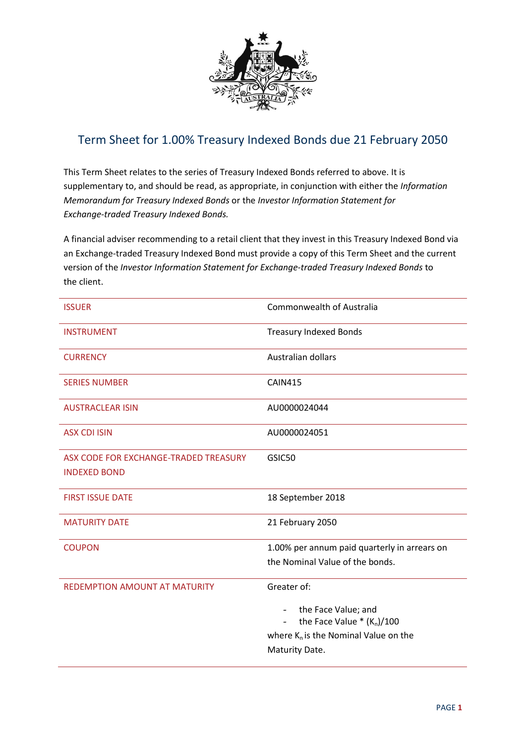# Term Sheet for 1.00% Treasury Indexed Bonds due 21 February 2050

This Term Sheet relates to the series of Treasury Indexed Bonds referred to above. It is supplementary to, and should be read, as appropriate, in conjunction with either the *Information Memorandum for Treasury Indexed Bonds* or the *Investor Information Statement for Exchange-traded Treasury Indexed Bonds.*

A financial adviser recommending to a retail client that they invest in this Treasury Indexed Bond via an Exchange-traded Treasury Indexed Bond must provide a copy of this Term Sheet and the current version of the *Investor Information Statement for Exchange-traded Treasury Indexed Bonds* to the client.

| | |
|---|---|
| ISSUER | Commonwealth of Australia |
| INSTRUMENT | Treasury Indexed Bonds |
| CURRENCY | Australian dollars |
| SERIES NUMBER | CAIN415 |
| AUSTRACLEAR ISIN | AU0000024044 |
| ASX CDI ISIN | AU0000024051 |
| ASX CODE FOR EXCHANGE-TRADED TREASURY INDEXED BOND | GSIC50 |
| FIRST ISSUE DATE | 18 September 2018 |
| MATURITY DATE | 21 February 2050 |
| COUPON | 1.00% per annum paid quarterly in arrears on the Nominal Value of the bonds. |
| REDEMPTION AMOUNT AT MATURITY | Greater of:<br>- the Face Value; and<br>- the Face Value * $(K_n)/100$<br>where $K_n$ is the Nominal Value on the Maturity Date. |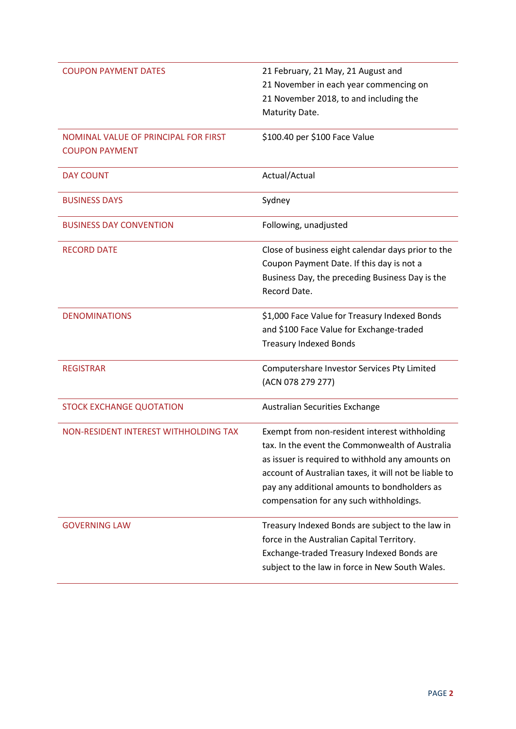| | |
|---|---|
| COUPON PAYMENT DATES | 21 February, 21 May, 21 August and 21 November in each year commencing on 21 November 2018, to and including the Maturity Date. |
| NOMINAL VALUE OF PRINCIPAL FOR FIRST COUPON PAYMENT | $100.40 per $100 Face Value |
| DAY COUNT | Actual/Actual |
| BUSINESS DAYS | Sydney |
| BUSINESS DAY CONVENTION | Following, unadjusted |
| RECORD DATE | Close of business eight calendar days prior to the Coupon Payment Date. If this day is not a Business Day, the preceding Business Day is the Record Date. |
| DENOMINATIONS | $1,000 Face Value for Treasury Indexed Bonds and $100 Face Value for Exchange-traded Treasury Indexed Bonds |
| REGISTRAR | Computershare Investor Services Pty Limited (ACN 078 279 277) |
| STOCK EXCHANGE QUOTATION | Australian Securities Exchange |
| NON-RESIDENT INTEREST WITHHOLDING TAX | Exempt from non-resident interest withholding tax. In the event the Commonwealth of Australia as issuer is required to withhold any amounts on account of Australian taxes, it will not be liable to pay any additional amounts to bondholders as compensation for any such withholdings. |
| GOVERNING LAW | Treasury Indexed Bonds are subject to the law in force in the Australian Capital Territory. Exchange-traded Treasury Indexed Bonds are subject to the law in force in New South Wales. |